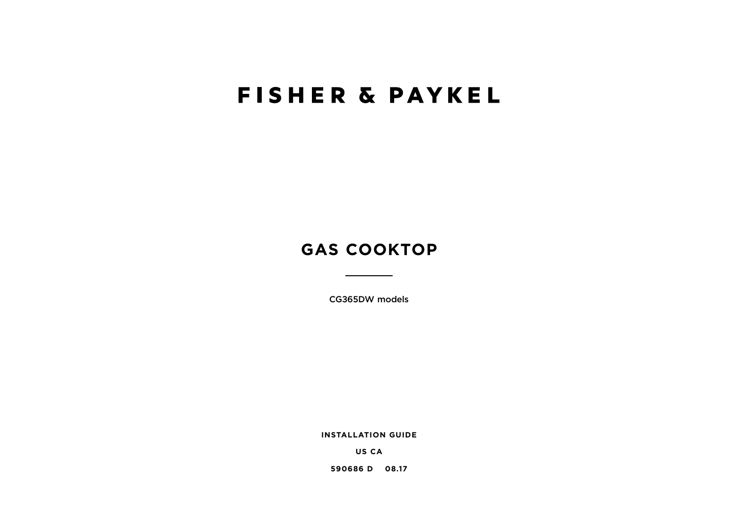# FISHER & PAYKEL

## GAS COOKTOP

---

CG365DW models

**INSTALLATION GUIDE**

**US CA**

**590686 D 08.17**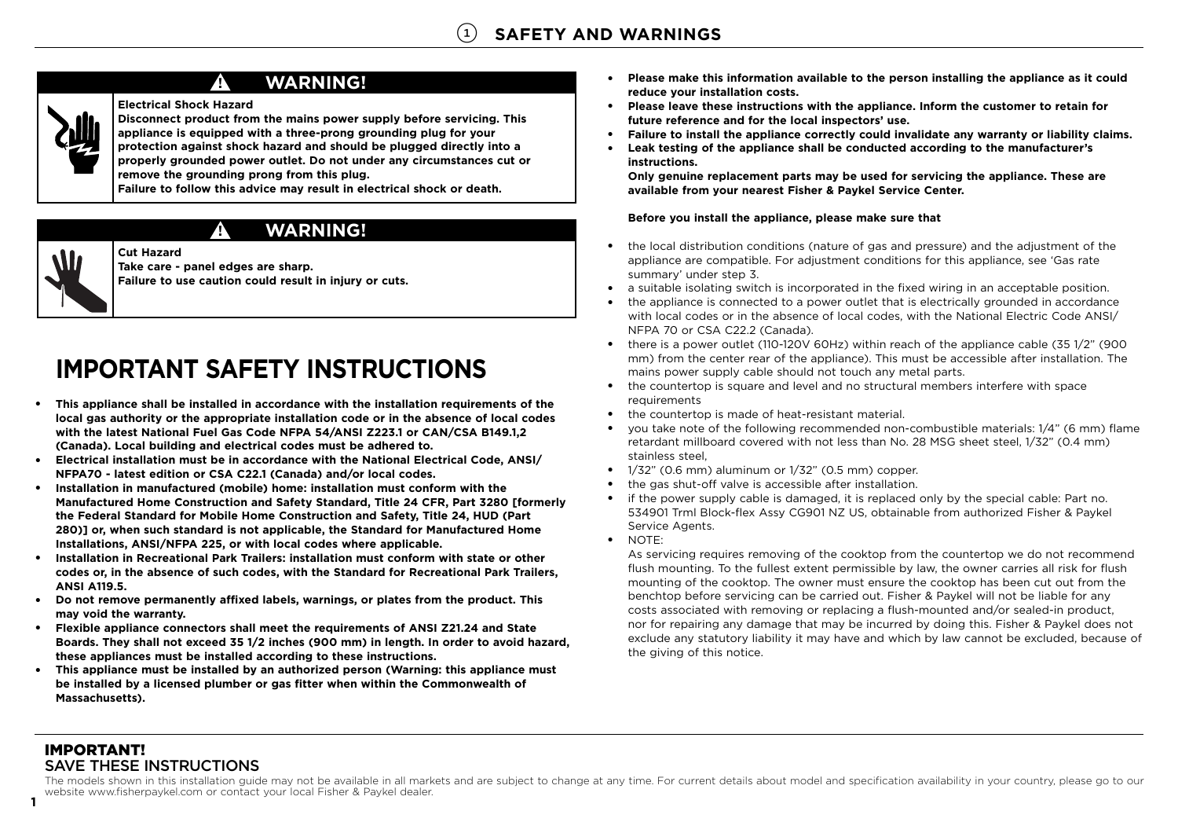# 1 SAFETY AND WARNINGS

## ⚠ WARNING!

**Electrical Shock Hazard**
**Disconnect product from the mains power supply before servicing. This appliance is equipped with a three-prong grounding plug for your protection against shock hazard and should be plugged directly into a properly grounded power outlet. Do not under any circumstances cut or remove the grounding prong from this plug.**
**Failure to follow this advice may result in electrical shock or death.**

## ⚠ WARNING!

**Cut Hazard**
**Take care - panel edges are sharp.**
**Failure to use caution could result in injury or cuts.**

# IMPORTANT SAFETY INSTRUCTIONS

- **This appliance shall be installed in accordance with the installation requirements of the local gas authority or the appropriate installation code or in the absence of local codes with the latest National Fuel Gas Code NFPA 54/ANSI Z223.1 or CAN/CSA B149.1,2 (Canada). Local building and electrical codes must be adhered to.**
- **Electrical installation must be in accordance with the National Electrical Code, ANSI/ NFPA70 - latest edition or CSA C22.1 (Canada) and/or local codes.**
- **Installation in manufactured (mobile) home: installation must conform with the Manufactured Home Construction and Safety Standard, Title 24 CFR, Part 3280 [formerly the Federal Standard for Mobile Home Construction and Safety, Title 24, HUD (Part 280)] or, when such standard is not applicable, the Standard for Manufactured Home Installations, ANSI/NFPA 225, or with local codes where applicable.**
- **Installation in Recreational Park Trailers: installation must conform with state or other codes or, in the absence of such codes, with the Standard for Recreational Park Trailers, ANSI A119.5.**
- **Do not remove permanently affixed labels, warnings, or plates from the product. This may void the warranty.**
- **Flexible appliance connectors shall meet the requirements of ANSI Z21.24 and State Boards. They shall not exceed 35 1/2 inches (900 mm) in length. In order to avoid hazard, these appliances must be installed according to these instructions.**
- **This appliance must be installed by an authorized person (Warning: this appliance must be installed by a licensed plumber or gas fitter when within the Commonwealth of Massachusetts).**
- **Please make this information available to the person installing the appliance as it could reduce your installation costs.**
- **Please leave these instructions with the appliance. Inform the customer to retain for future reference and for the local inspectors' use.**
- **Failure to install the appliance correctly could invalidate any warranty or liability claims.**
- **Leak testing of the appliance shall be conducted according to the manufacturer's instructions.**
  **Only genuine replacement parts may be used for servicing the appliance. These are available from your nearest Fisher & Paykel Service Center.**

**Before you install the appliance, please make sure that**

- the local distribution conditions (nature of gas and pressure) and the adjustment of the appliance are compatible. For adjustment conditions for this appliance, see 'Gas rate summary' under step 3.
- a suitable isolating switch is incorporated in the fixed wiring in an acceptable position.
- the appliance is connected to a power outlet that is electrically grounded in accordance with local codes or in the absence of local codes, with the National Electric Code ANSI/ NFPA 70 or CSA C22.2 (Canada).
- there is a power outlet (110-120V 60Hz) within reach of the appliance cable (35 1/2" (900 mm) from the center rear of the appliance). This must be accessible after installation. The mains power supply cable should not touch any metal parts.
- the countertop is square and level and no structural members interfere with space requirements
- the countertop is made of heat-resistant material.
- you take note of the following recommended non-combustible materials: 1/4" (6 mm) flame retardant millboard covered with not less than No. 28 MSG sheet steel, 1/32" (0.4 mm) stainless steel,
- 1/32" (0.6 mm) aluminum or 1/32" (0.5 mm) copper.
- the gas shut-off valve is accessible after installation.
- if the power supply cable is damaged, it is replaced only by the special cable: Part no. 534901 Trml Block-flex Assy CG901 NZ US, obtainable from authorized Fisher & Paykel Service Agents.
- NOTE:
  As servicing requires removing of the cooktop from the countertop we do not recommend flush mounting. To the fullest extent permissible by law, the owner carries all risk for flush mounting of the cooktop. The owner must ensure the cooktop has been cut out from the benchtop before servicing can be carried out. Fisher & Paykel will not be liable for any costs associated with removing or replacing a flush-mounted and/or sealed-in product, nor for repairing any damage that may be incurred by doing this. Fisher & Paykel does not exclude any statutory liability it may have and which by law cannot be excluded, because of the giving of this notice.

**IMPORTANT!**
SAVE THESE INSTRUCTIONS

The models shown in this installation guide may not be available in all markets and are subject to change at any time. For current details about model and specification availability in your country, please go to our website www.fisherpaykel.com or contact your local Fisher & Paykel dealer.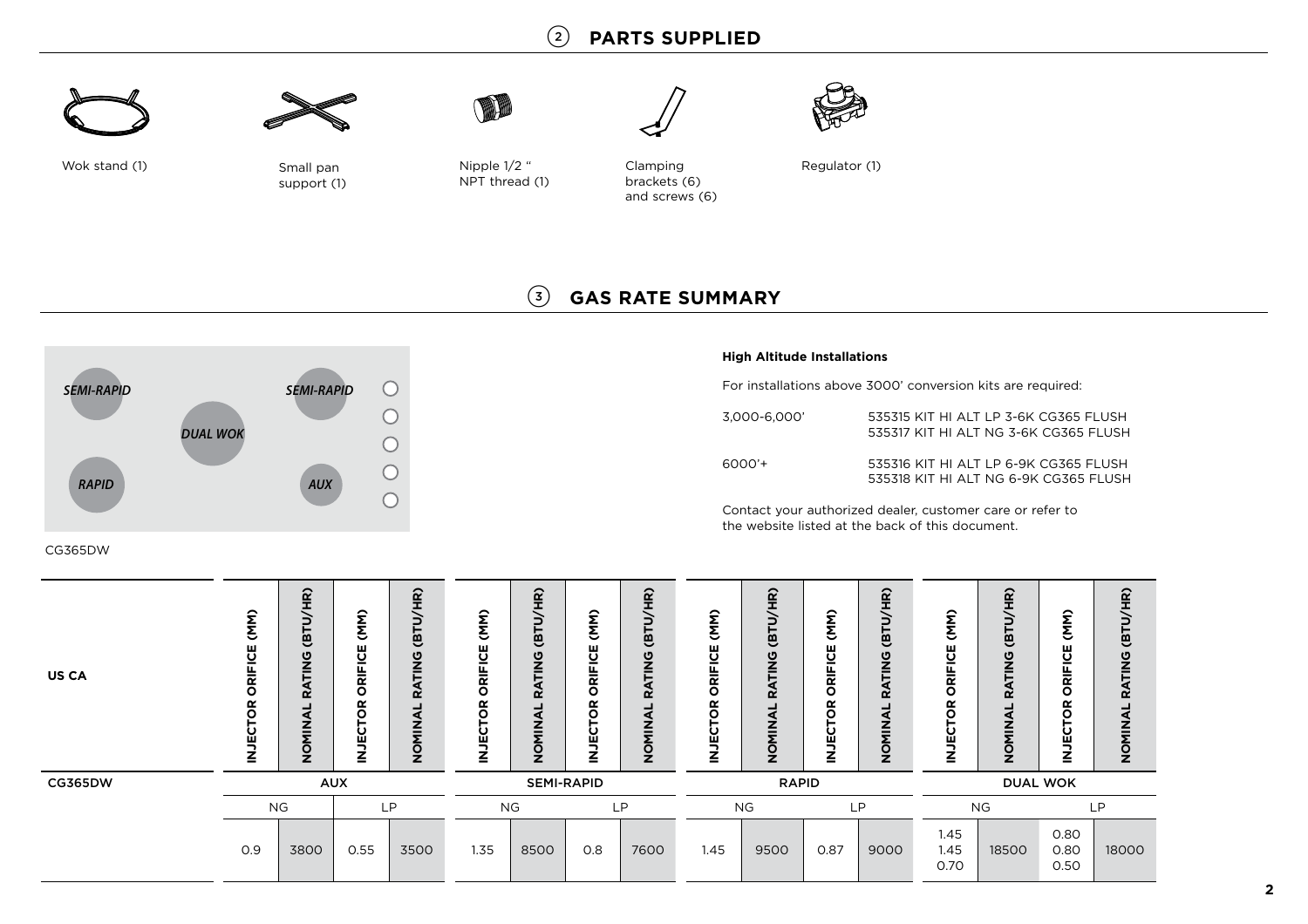## 2 PARTS SUPPLIED

- Wok stand (1)
- Small pan support (1)
- Nipple 1/2 " NPT thread (1)
- Clamping brackets (6) and screws (6)
- Regulator (1)

## 3 GAS RATE SUMMARY

SEMI-RAPID

SEMI-RAPID

DUAL WOK

RAPID

AUX

CG365DW

**High Altitude Installations**

For installations above 3000' conversion kits are required:

| | |
|---|---|
| 3,000-6,000' | 535315 KIT HI ALT LP 3-6K CG365 FLUSH<br>535317 KIT HI ALT NG 3-6K CG365 FLUSH |
| 6000'+ | 535316 KIT HI ALT LP 6-9K CG365 FLUSH<br>535318 KIT HI ALT NG 6-9K CG365 FLUSH |

Contact your authorized dealer, customer care or refer to the website listed at the back of this document.

| US CA | INJECTOR ORIFICE (MM) | NOMINAL RATING (BTU/HR) | INJECTOR ORIFICE (MM) | NOMINAL RATING (BTU/HR) | INJECTOR ORIFICE (MM) | NOMINAL RATING (BTU/HR) | INJECTOR ORIFICE (MM) | NOMINAL RATING (BTU/HR) | INJECTOR ORIFICE (MM) | NOMINAL RATING (BTU/HR) | INJECTOR ORIFICE (MM) | NOMINAL RATING (BTU/HR) | INJECTOR ORIFICE (MM) | NOMINAL RATING (BTU/HR) | INJECTOR ORIFICE (MM) | NOMINAL RATING (BTU/HR) |
|---|---|---|---|---|---|---|---|---|---|---|---|---|---|---|---|---|
| CG365DW | AUX | | | | SEMI-RAPID | | | | RAPID | | | | DUAL WOK | | | |
| | NG | | LP | | NG | | LP | | NG | | LP | | NG | | LP | |
| | 0.9 | 3800 | 0.55 | 3500 | 1.35 | 8500 | 0.8 | 7600 | 1.45 | 9500 | 0.87 | 9000 | 1.45<br>1.45<br>0.70 | 18500 | 0.80<br>0.80<br>0.50 | 18000 |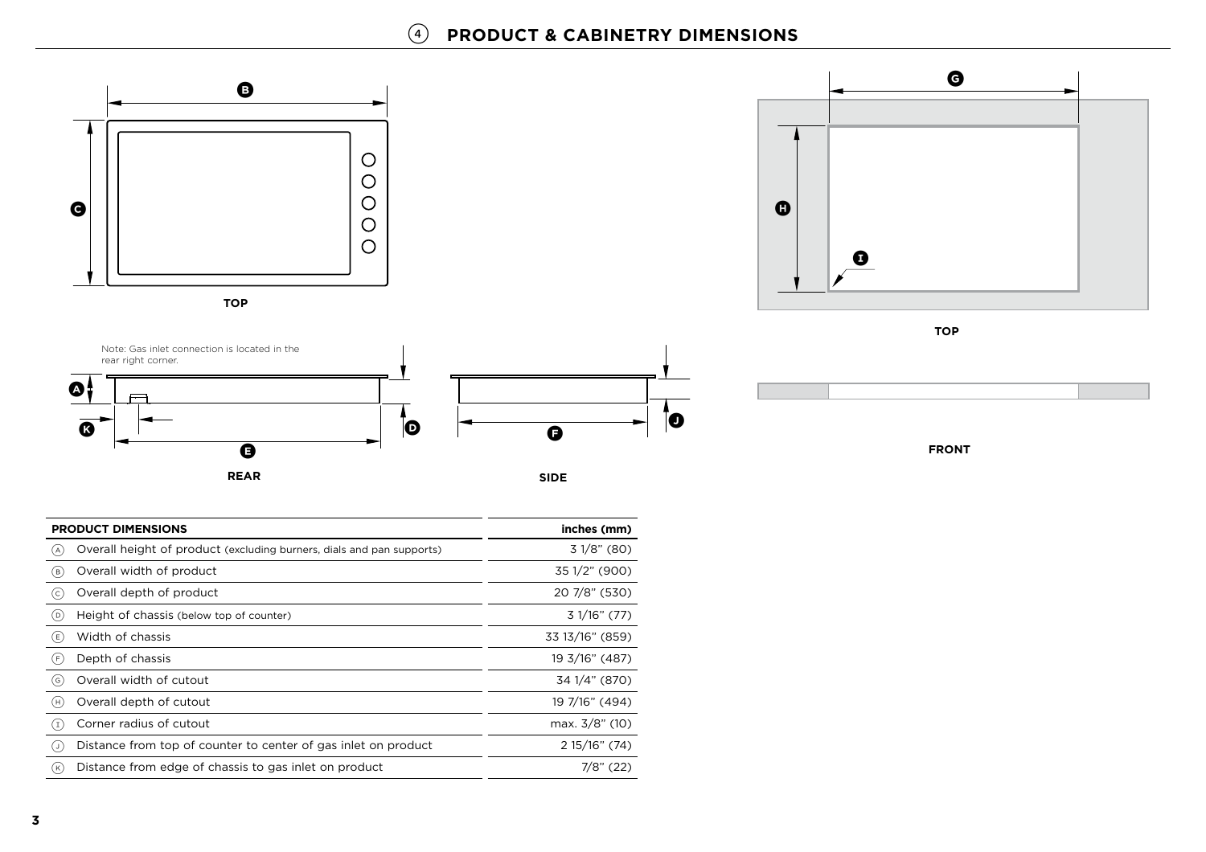## 4 PRODUCT & CABINETRY DIMENSIONS

TOP

Note: Gas inlet connection is located in the rear right corner.

REAR

SIDE

TOP

FRONT

| PRODUCT DIMENSIONS | inches (mm) |
|---|---|
| Ⓐ Overall height of product (excluding burners, dials and pan supports) | 3 1/8" (80) |
| Ⓑ Overall width of product | 35 1/2" (900) |
| Ⓒ Overall depth of product | 20 7/8" (530) |
| Ⓓ Height of chassis (below top of counter) | 3 1/16" (77) |
| Ⓔ Width of chassis | 33 13/16" (859) |
| Ⓕ Depth of chassis | 19 3/16" (487) |
| Ⓖ Overall width of cutout | 34 1/4" (870) |
| Ⓗ Overall depth of cutout | 19 7/16" (494) |
| Ⓘ Corner radius of cutout | max. 3/8" (10) |
| Ⓙ Distance from top of counter to center of gas inlet on product | 2 15/16" (74) |
| Ⓚ Distance from edge of chassis to gas inlet on product | 7/8" (22) |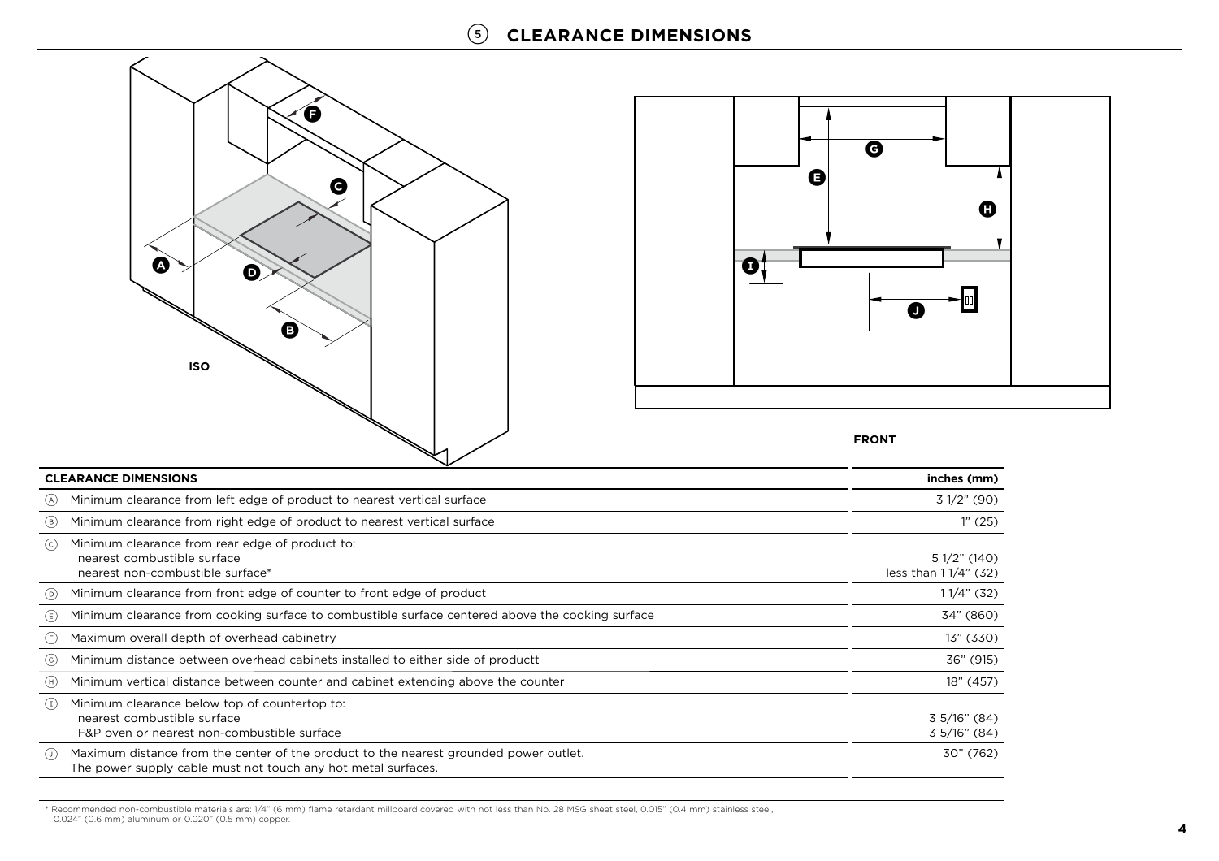## 5 CLEARANCE DIMENSIONS

ISO

FRONT

| CLEARANCE DIMENSIONS | | inches (mm) |
|---|---|---|
| A | Minimum clearance from left edge of product to nearest vertical surface | 3 1/2" (90) |
| B | Minimum clearance from right edge of product to nearest vertical surface | 1" (25) |
| C | Minimum clearance from rear edge of product to:<br>nearest combustible surface<br>nearest non-combustible surface* | <br>5 1/2" (140)<br>less than 1 1/4" (32) |
| D | Minimum clearance from front edge of counter to front edge of product | 1 1/4" (32) |
| E | Minimum clearance from cooking surface to combustible surface centered above the cooking surface | 34" (860) |
| F | Maximum overall depth of overhead cabinetry | 13" (330) |
| G | Minimum distance between overhead cabinets installed to either side of productt | 36" (915) |
| H | Minimum vertical distance between counter and cabinet extending above the counter | 18" (457) |
| I | Minimum clearance below top of countertop to:<br>nearest combustible surface<br>F&P oven or nearest non-combustible surface | <br>3 5/16" (84)<br>3 5/16" (84) |
| J | Maximum distance from the center of the product to the nearest grounded power outlet.<br>The power supply cable must not touch any hot metal surfaces. | 30" (762) |

* Recommended non-combustible materials are: 1/4" (6 mm) flame retardant millboard covered with not less than No. 28 MSG sheet steel, 0.015" (0.4 mm) stainless steel, 0.024" (0.6 mm) aluminum or 0.020" (0.5 mm) copper.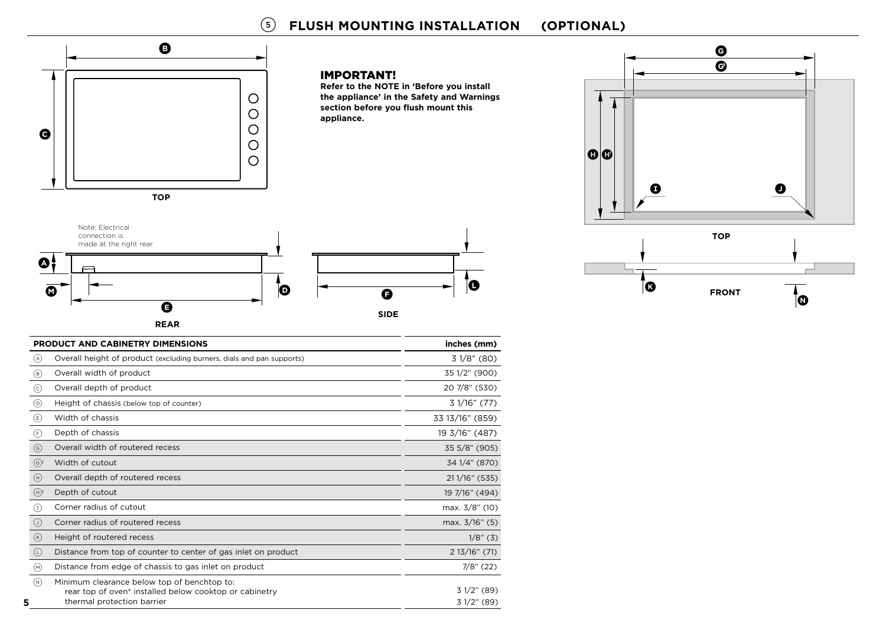## 5 FLUSH MOUNTING INSTALLATION (OPTIONAL)

**IMPORTANT!**
**Refer to the NOTE in 'Before you install the appliance' in the Safety and Warnings section before you flush mount this appliance.**

TOP

Note: Electrical connection is made at the right rear

REAR

SIDE

TOP

FRONT

| PRODUCT AND CABINETRY DIMENSIONS | | inches (mm) |
|---|---|---|
| A | Overall height of product (excluding burners, dials and pan supports) | 3 1/8" (80) |
| B | Overall width of product | 35 1/2" (900) |
| C | Overall depth of product | 20 7/8" (530) |
| D | Height of chassis (below top of counter) | 3 1/16" (77) |
| E | Width of chassis | 33 13/16" (859) |
| F | Depth of chassis | 19 3/16" (487) |
| G | Overall width of routered recess | 35 5/8" (905) |
| G' | Width of cutout | 34 1/4" (870) |
| H | Overall depth of routered recess | 21 1/16" (535) |
| H' | Depth of cutout | 19 7/16" (494) |
| I | Corner radius of cutout | max. 3/8" (10) |
| J | Corner radius of routered recess | max. 3/16" (5) |
| K | Height of routered recess | 1/8" (3) |
| L | Distance from top of counter to center of gas inlet on product | 2 13/16" (71) |
| M | Distance from edge of chassis to gas inlet on product | 7/8" (22) |
| N | Minimum clearance below top of benchtop to:<br>rear top of oven* installed below cooktop or cabinetry<br>thermal protection barrier | <br>3 1/2" (89)<br>3 1/2" (89) |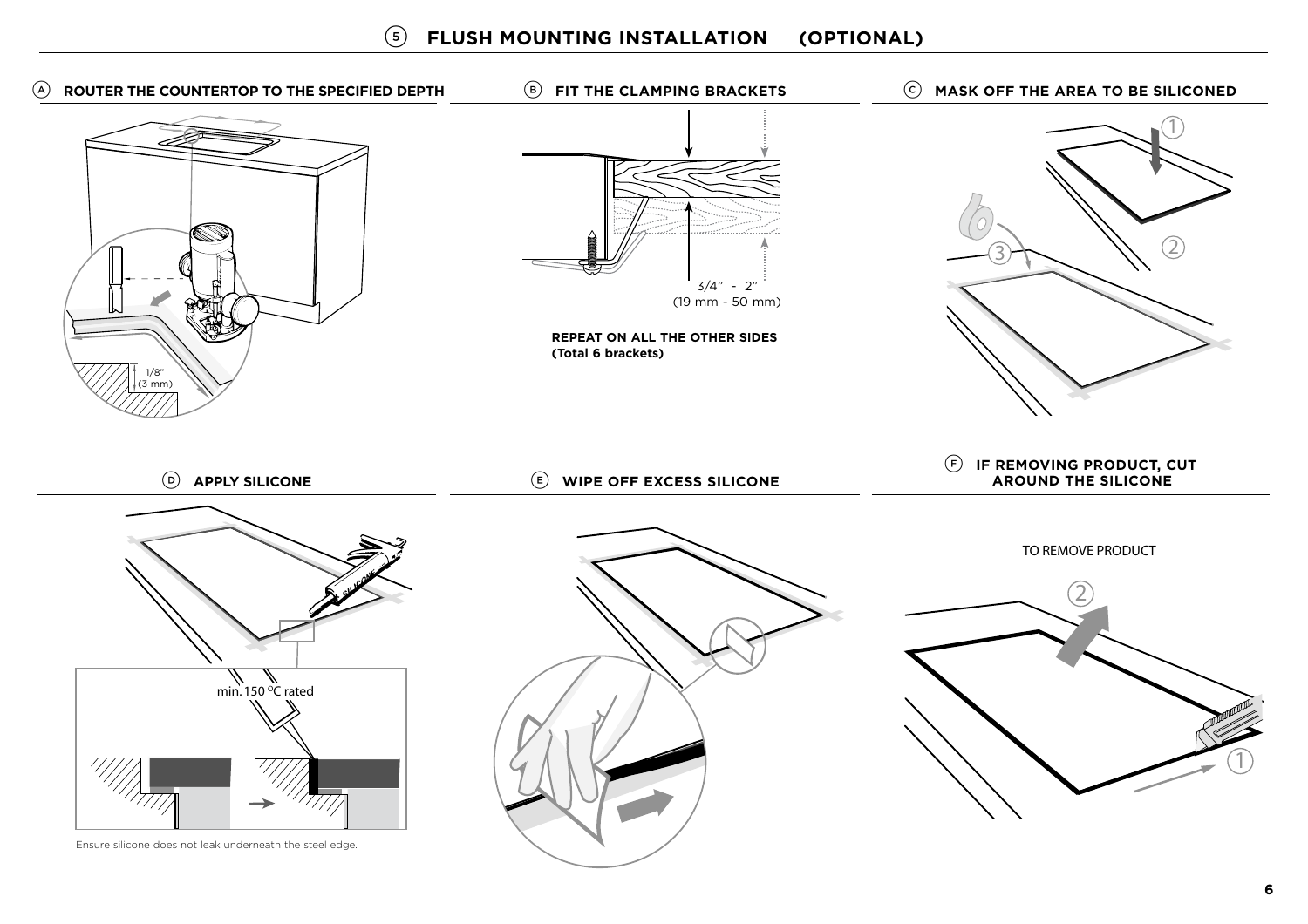# 5 FLUSH MOUNTING INSTALLATION (OPTIONAL)

## A ROUTER THE COUNTERTOP TO THE SPECIFIED DEPTH

1/8" (3 mm)

## B FIT THE CLAMPING BRACKETS

3/4" - 2" (19 mm - 50 mm)

**REPEAT ON ALL THE OTHER SIDES (Total 6 brackets)**

## C MASK OFF THE AREA TO BE SILICONED

## D APPLY SILICONE

min. 150 °C rated

Ensure silicone does not leak underneath the steel edge.

## E WIPE OFF EXCESS SILICONE

## F IF REMOVING PRODUCT, CUT AROUND THE SILICONE

TO REMOVE PRODUCT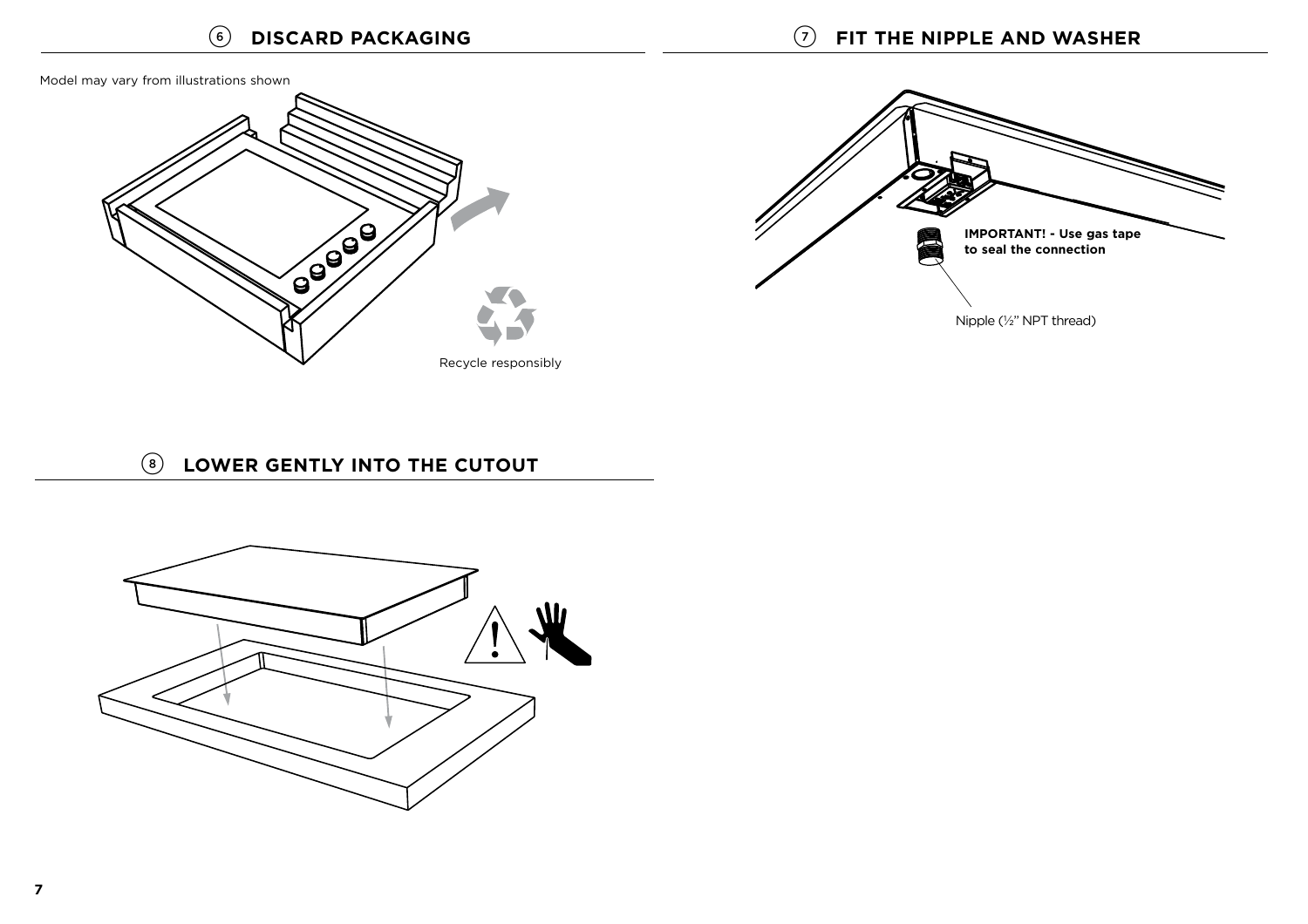## 6 DISCARD PACKAGING

Model may vary from illustrations shown

Recycle responsibly

## 7 FIT THE NIPPLE AND WASHER

**IMPORTANT! - Use gas tape to seal the connection**

Nipple (½" NPT thread)

## 8 LOWER GENTLY INTO THE CUTOUT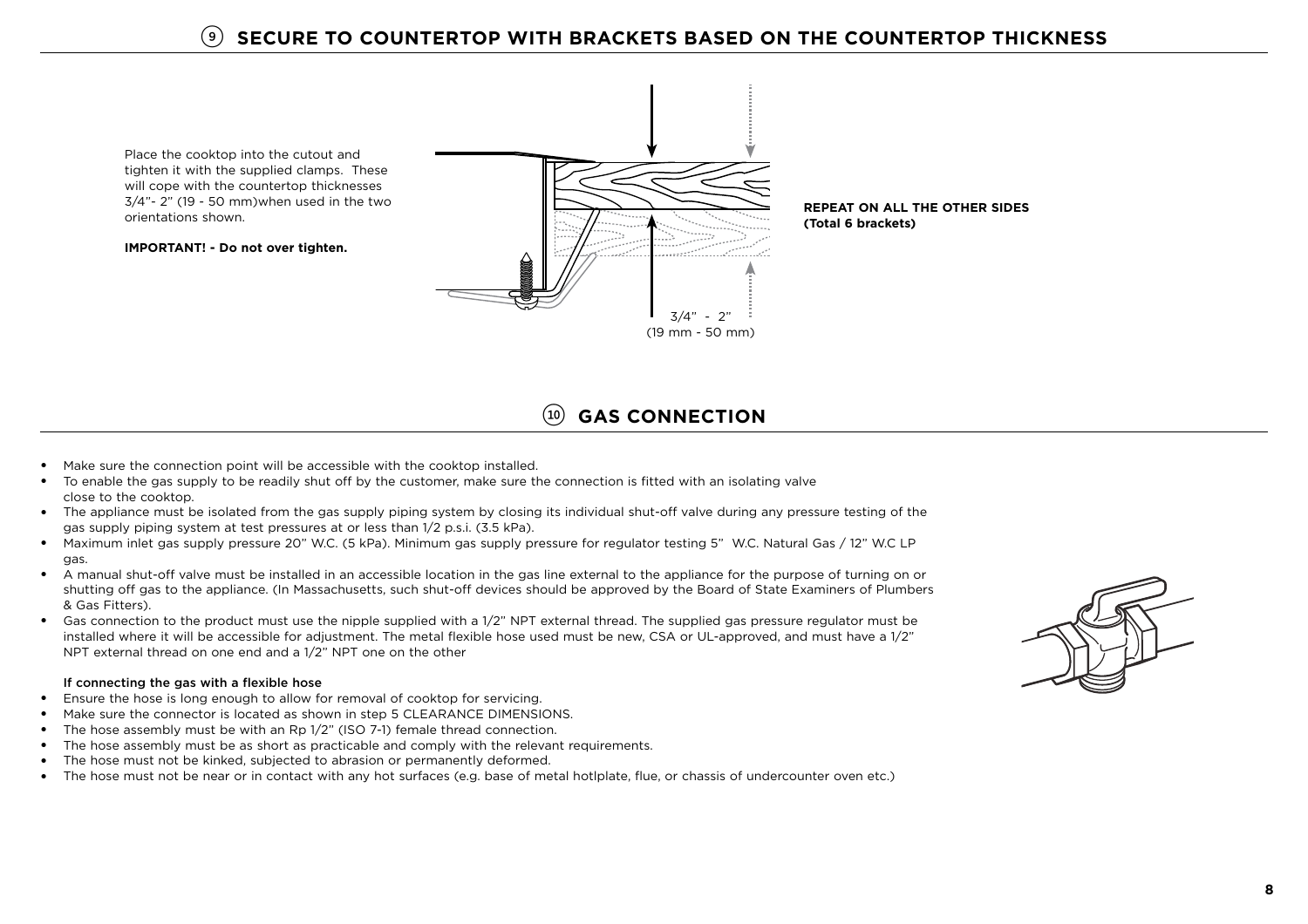## 9 SECURE TO COUNTERTOP WITH BRACKETS BASED ON THE COUNTERTOP THICKNESS

Place the cooktop into the cutout and tighten it with the supplied clamps. These will cope with the countertop thicknesses 3/4"- 2" (19 - 50 mm)when used in the two orientations shown.

**IMPORTANT! - Do not over tighten.**

3/4" - 2"
(19 mm - 50 mm)

**REPEAT ON ALL THE OTHER SIDES (Total 6 brackets)**

## 10 GAS CONNECTION

- Make sure the connection point will be accessible with the cooktop installed.
- To enable the gas supply to be readily shut off by the customer, make sure the connection is fitted with an isolating valve close to the cooktop.
- The appliance must be isolated from the gas supply piping system by closing its individual shut-off valve during any pressure testing of the gas supply piping system at test pressures at or less than 1/2 p.s.i. (3.5 kPa).
- Maximum inlet gas supply pressure 20" W.C. (5 kPa). Minimum gas supply pressure for regulator testing 5" W.C. Natural Gas / 12" W.C LP gas.
- A manual shut-off valve must be installed in an accessible location in the gas line external to the appliance for the purpose of turning on or shutting off gas to the appliance. (In Massachusetts, such shut-off devices should be approved by the Board of State Examiners of Plumbers & Gas Fitters).
- Gas connection to the product must use the nipple supplied with a 1/2" NPT external thread. The supplied gas pressure regulator must be installed where it will be accessible for adjustment. The metal flexible hose used must be new, CSA or UL-approved, and must have a 1/2" NPT external thread on one end and a 1/2" NPT one on the other

**If connecting the gas with a flexible hose**

- Ensure the hose is long enough to allow for removal of cooktop for servicing.
- Make sure the connector is located as shown in step 5 CLEARANCE DIMENSIONS.
- The hose assembly must be with an Rp 1/2" (ISO 7-1) female thread connection.
- The hose assembly must be as short as practicable and comply with the relevant requirements.
- The hose must not be kinked, subjected to abrasion or permanently deformed.
- The hose must not be near or in contact with any hot surfaces (e.g. base of metal hotlplate, flue, or chassis of undercounter oven etc.)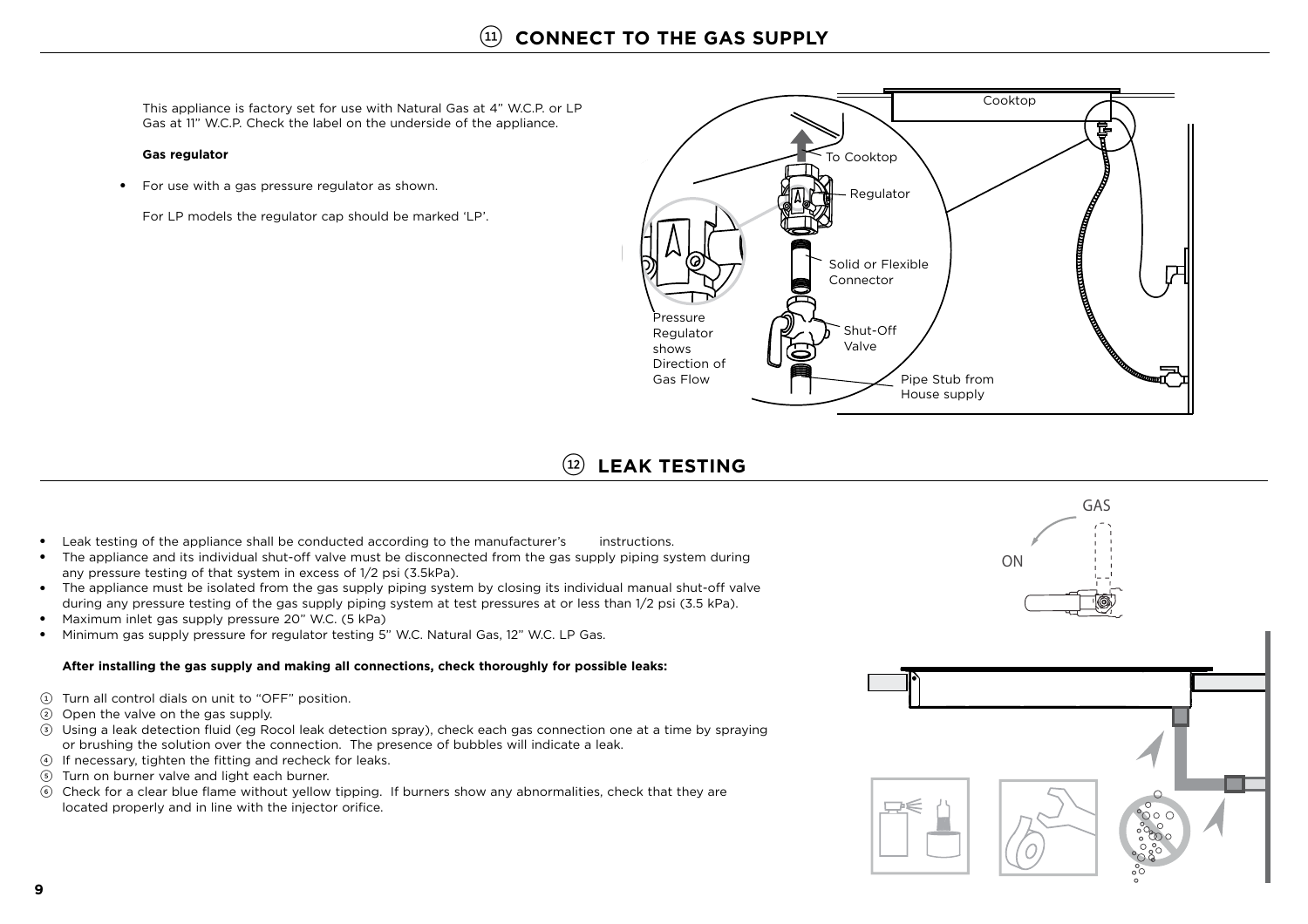## 11 CONNECT TO THE GAS SUPPLY

This appliance is factory set for use with Natural Gas at 4” W.C.P. or LP Gas at 11” W.C.P. Check the label on the underside of the appliance.

**Gas regulator**

- For use with a gas pressure regulator as shown.

  For LP models the regulator cap should be marked ‘LP’.

Cooktop

To Cooktop

Regulator

Solid or Flexible Connector

Pressure Regulator shows Direction of Gas Flow

Shut-Off Valve

Pipe Stub from House supply

## 12 LEAK TESTING

- Leak testing of the appliance shall be conducted according to the manufacturer’s instructions.
- The appliance and its individual shut-off valve must be disconnected from the gas supply piping system during any pressure testing of that system in excess of 1/2 psi (3.5kPa).
- The appliance must be isolated from the gas supply piping system by closing its individual manual shut-off valve during any pressure testing of the gas supply piping system at test pressures at or less than 1/2 psi (3.5 kPa).
- Maximum inlet gas supply pressure 20” W.C. (5 kPa)
- Minimum gas supply pressure for regulator testing 5” W.C. Natural Gas, 12” W.C. LP Gas.

**After installing the gas supply and making all connections, check thoroughly for possible leaks:**

1. Turn all control dials on unit to “OFF” position.
2. Open the valve on the gas supply.
3. Using a leak detection fluid (eg Rocol leak detection spray), check each gas connection one at a time by spraying or brushing the solution over the connection. The presence of bubbles will indicate a leak.
4. If necessary, tighten the fitting and recheck for leaks.
5. Turn on burner valve and light each burner.
6. Check for a clear blue flame without yellow tipping. If burners show any abnormalities, check that they are located properly and in line with the injector orifice.

GAS

ON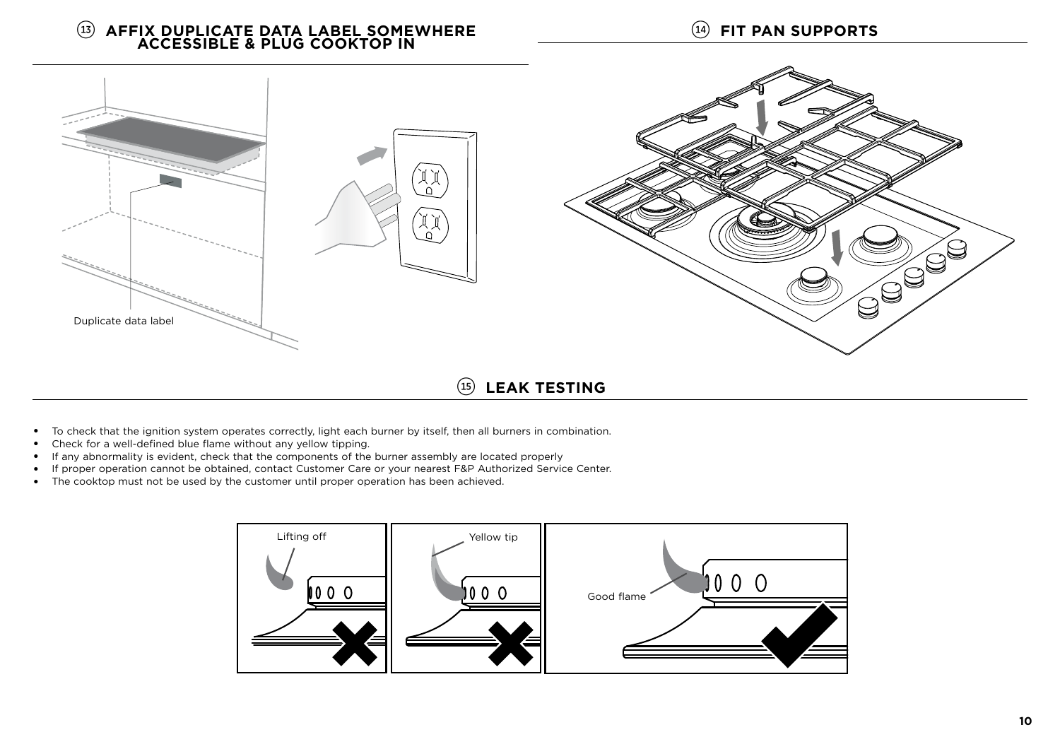## 13 AFFIX DUPLICATE DATA LABEL SOMEWHERE ACCESSIBLE & PLUG COOKTOP IN

Duplicate data label

## 14 FIT PAN SUPPORTS

## 15 LEAK TESTING

- To check that the ignition system operates correctly, light each burner by itself, then all burners in combination.
- Check for a well-defined blue flame without any yellow tipping.
- If any abnormality is evident, check that the components of the burner assembly are located properly
- If proper operation cannot be obtained, contact Customer Care or your nearest F&P Authorized Service Center.
- The cooktop must not be used by the customer until proper operation has been achieved.

Lifting off

Yellow tip

Good flame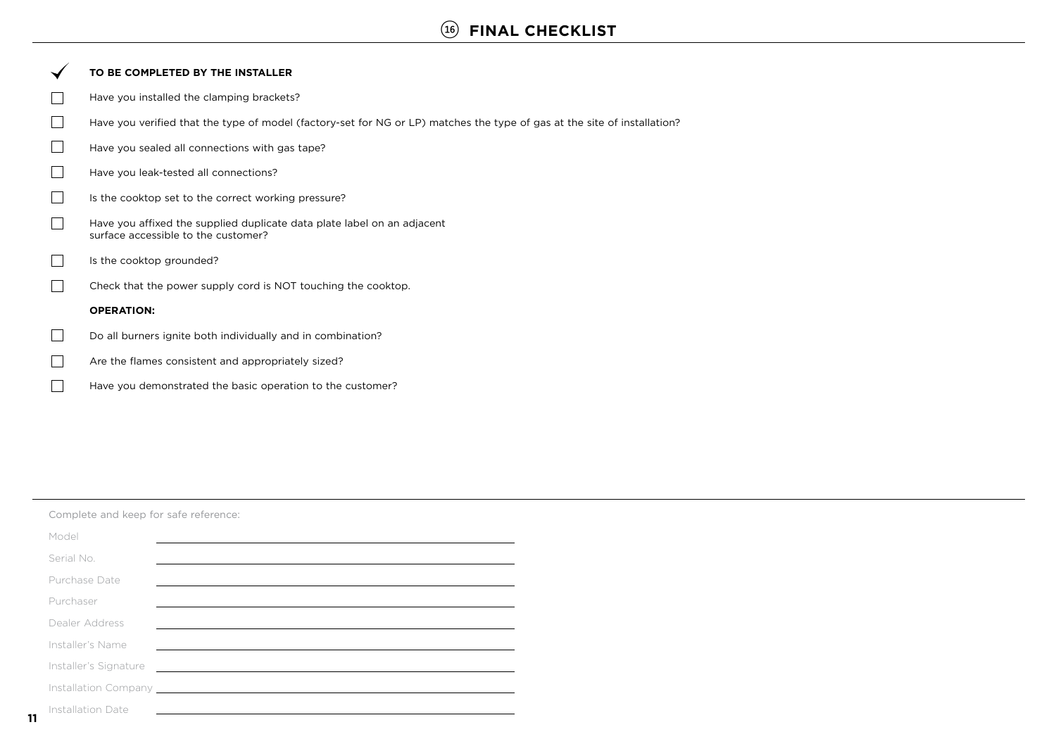## 16 FINAL CHECKLIST

✓ **TO BE COMPLETED BY THE INSTALLER**

- ☐ Have you installed the clamping brackets?
- ☐ Have you verified that the type of model (factory-set for NG or LP) matches the type of gas at the site of installation?
- ☐ Have you sealed all connections with gas tape?
- ☐ Have you leak-tested all connections?
- ☐ Is the cooktop set to the correct working pressure?
- ☐ Have you affixed the supplied duplicate data plate label on an adjacent surface accessible to the customer?
- ☐ Is the cooktop grounded?
- ☐ Check that the power supply cord is NOT touching the cooktop.

**OPERATION:**

- ☐ Do all burners ignite both individually and in combination?
- ☐ Are the flames consistent and appropriately sized?
- ☐ Have you demonstrated the basic operation to the customer?

---

Complete and keep for safe reference:

Model ______________________________

Serial No. ______________________________

Purchase Date ______________________________

Purchaser ______________________________

Dealer Address ______________________________

Installer's Name ______________________________

Installer's Signature ______________________________

Installation Company ______________________________

Installation Date ______________________________